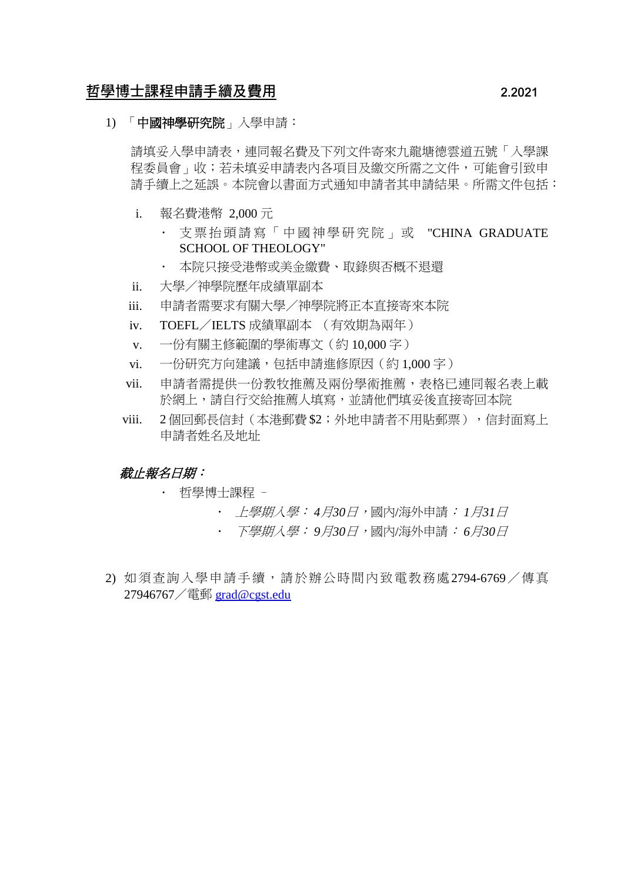## 哲學博士課程申請手續及費用

2.2021

1) 「**中國神學研究院**」入學申請：

請填妥入學申請表，連同報名費及下列文件寄來九龍塘德雲道五號「入學課程委員會」收；若未填妥申請表內各項目及繳交所需之文件，可能會引致申請手續上之延誤。本院會以書面方式通知申請者其申請結果。所需文件包括：

i. 報名費港幣 2,000 元
   - 支票抬頭請寫「中國神學研究院」或 "CHINA GRADUATE SCHOOL OF THEOLOGY"
   - 本院只接受港幣或美金繳費、取錄與否概不退還

ii. 大學／神學院歷年成績單副本

iii. 申請者需要求有關大學／神學院將正本直接寄來本院

iv. TOEFL／IELTS 成績單副本 （有效期為兩年）

v. 一份有關主修範圍的學術專文（約 10,000 字）

vi. 一份研究方向建議，包括申請進修原因（約 1,000 字）

vii. 申請者需提供一份教牧推薦及兩份學術推薦，表格已連同報名表上載於網上，請自行交給推薦人填寫，並請他們填妥後直接寄回本院

viii. 2 個回郵長信封（本港郵費 $2；外地申請者不用貼郵票），信封面寫上申請者姓名及地址

***截止報名日期：***

- 哲學博士課程 –
  - *上學期入學： 4月30日*，國內/海外申請：*1月31日*
  - *下學期入學： 9月30日*，國內/海外申請：*6月30日*

2) 如須查詢入學申請手續，請於辦公時間內致電教務處2794-6769／傳真27946767／電郵 grad@cgst.edu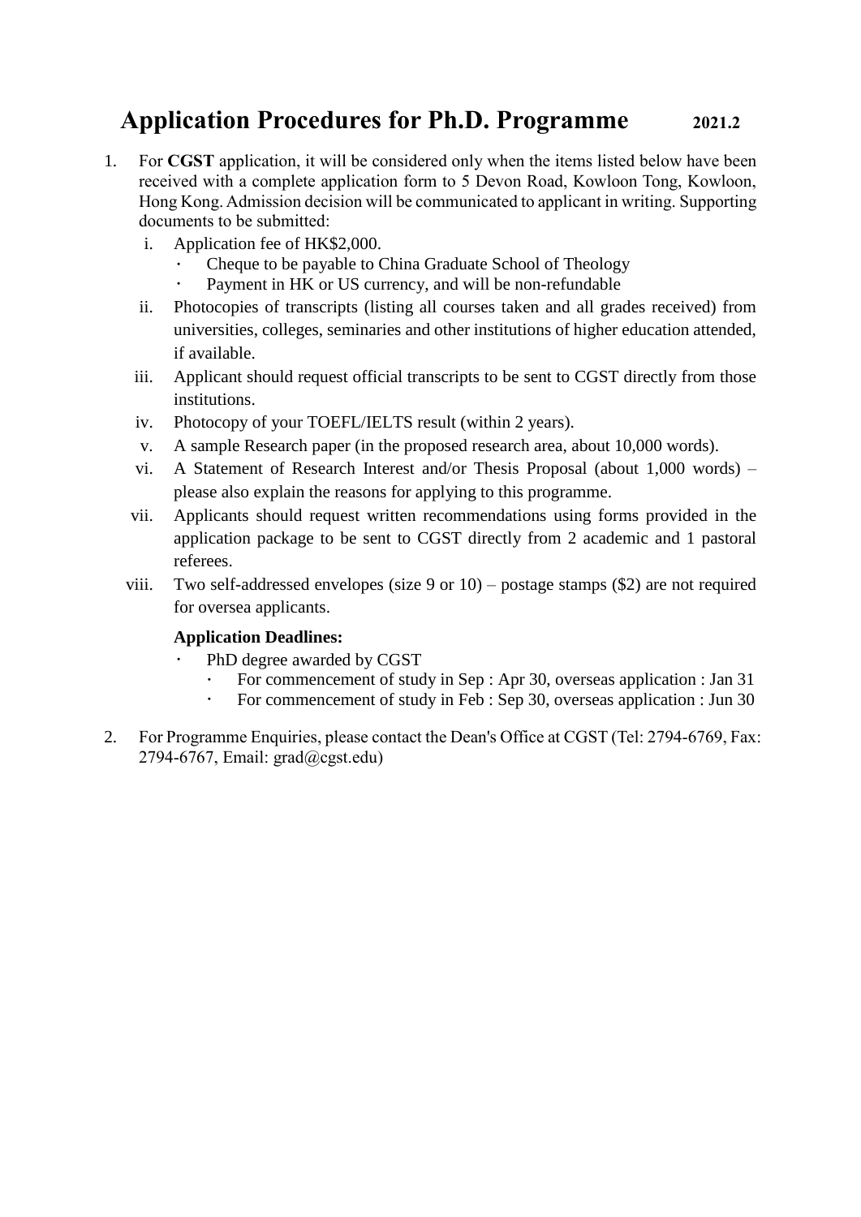# Application Procedures for Ph.D. Programme **2021.2**

1. For **CGST** application, it will be considered only when the items listed below have been received with a complete application form to 5 Devon Road, Kowloon Tong, Kowloon, Hong Kong. Admission decision will be communicated to applicant in writing. Supporting documents to be submitted:
    i. Application fee of HK$2,000.
        - Cheque to be payable to China Graduate School of Theology
        - Payment in HK or US currency, and will be non-refundable

    ii. Photocopies of transcripts (listing all courses taken and all grades received) from universities, colleges, seminaries and other institutions of higher education attended, if available.

    iii. Applicant should request official transcripts to be sent to CGST directly from those institutions.

    iv. Photocopy of your TOEFL/IELTS result (within 2 years).

    v. A sample Research paper (in the proposed research area, about 10,000 words).

    vi. A Statement of Research Interest and/or Thesis Proposal (about 1,000 words) – please also explain the reasons for applying to this programme.

    vii. Applicants should request written recommendations using forms provided in the application package to be sent to CGST directly from 2 academic and 1 pastoral referees.

    viii. Two self-addressed envelopes (size 9 or 10) – postage stamps ($2) are not required for oversea applicants.

    **Application Deadlines:**
    - PhD degree awarded by CGST
        - For commencement of study in Sep : Apr 30, overseas application : Jan 31
        - For commencement of study in Feb : Sep 30, overseas application : Jun 30

2. For Programme Enquiries, please contact the Dean's Office at CGST (Tel: 2794-6769, Fax: 2794-6767, Email: grad@cgst.edu)